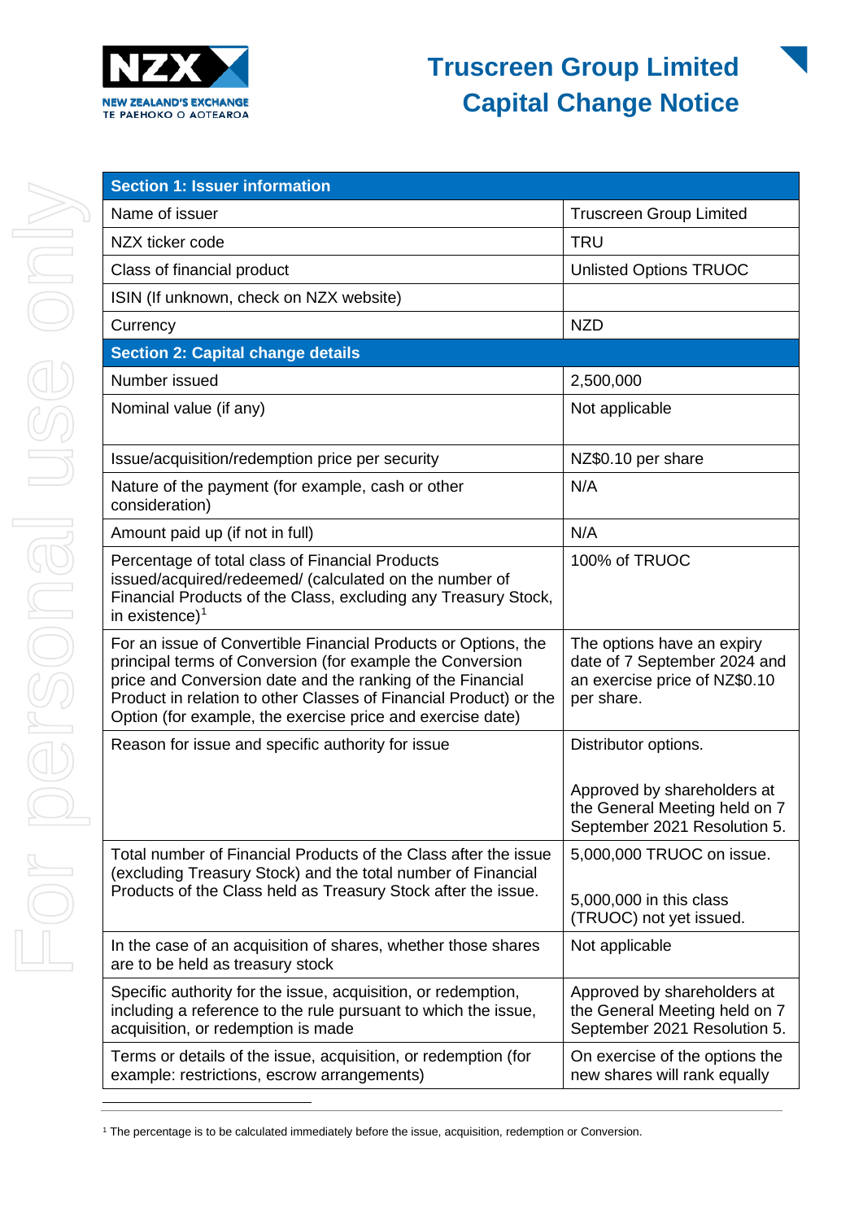# Truscreen Group Limited Capital Change Notice

| Section 1: Issuer information | |
|---|---|
| Name of issuer | Truscreen Group Limited |
| NZX ticker code | TRU |
| Class of financial product | Unlisted Options TRUOC |
| ISIN (If unknown, check on NZX website) | |
| Currency | NZD |
| **Section 2: Capital change details** | |
| Number issued | 2,500,000 |
| Nominal value (if any) | Not applicable |
| Issue/acquisition/redemption price per security | NZ$0.10 per share |
| Nature of the payment (for example, cash or other consideration) | N/A |
| Amount paid up (if not in full) | N/A |
| Percentage of total class of Financial Products issued/acquired/redeemed/ (calculated on the number of Financial Products of the Class, excluding any Treasury Stock, in existence)[1] | 100% of TRUOC |
| For an issue of Convertible Financial Products or Options, the principal terms of Conversion (for example the Conversion price and Conversion date and the ranking of the Financial Product in relation to other Classes of Financial Product) or the Option (for example, the exercise price and exercise date) | The options have an expiry date of 7 September 2024 and an exercise price of NZ$0.10 per share. |
| Reason for issue and specific authority for issue | Distributor options. <br><br> Approved by shareholders at the General Meeting held on 7 September 2021 Resolution 5. |
| Total number of Financial Products of the Class after the issue (excluding Treasury Stock) and the total number of Financial Products of the Class held as Treasury Stock after the issue. | 5,000,000 TRUOC on issue. <br><br> 5,000,000 in this class (TRUOC) not yet issued. |
| In the case of an acquisition of shares, whether those shares are to be held as treasury stock | Not applicable |
| Specific authority for the issue, acquisition, or redemption, including a reference to the rule pursuant to which the issue, acquisition, or redemption is made | Approved by shareholders at the General Meeting held on 7 September 2021 Resolution 5. |
| Terms or details of the issue, acquisition, or redemption (for example: restrictions, escrow arrangements) | On exercise of the options the new shares will rank equally |

[1] The percentage is to be calculated immediately before the issue, acquisition, redemption or Conversion.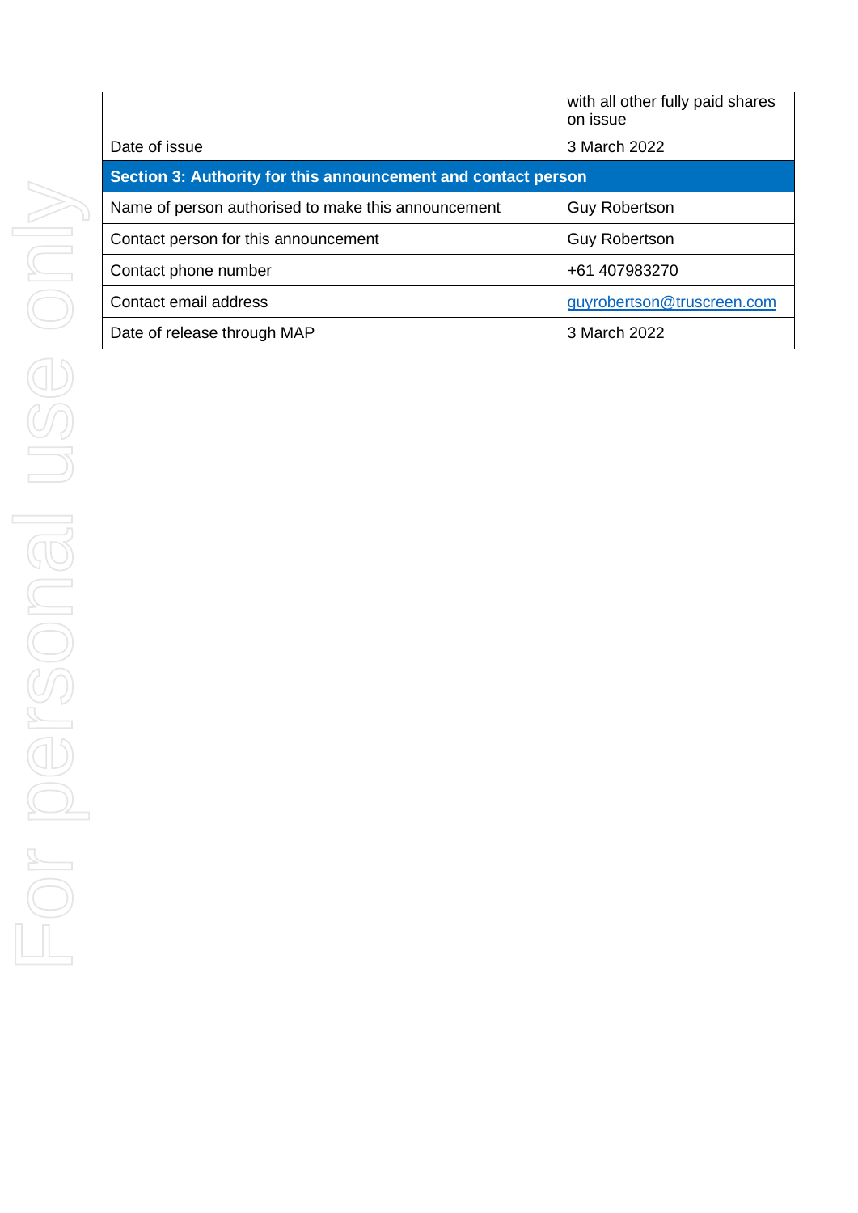| | |
|---|---|
| | with all other fully paid shares on issue |
| Date of issue | 3 March 2022 |
| **Section 3: Authority for this announcement and contact person** | |
| Name of person authorised to make this announcement | Guy Robertson |
| Contact person for this announcement | Guy Robertson |
| Contact phone number | +61 407983270 |
| Contact email address | guyrobertson@truscreen.com |
| Date of release through MAP | 3 March 2022 |